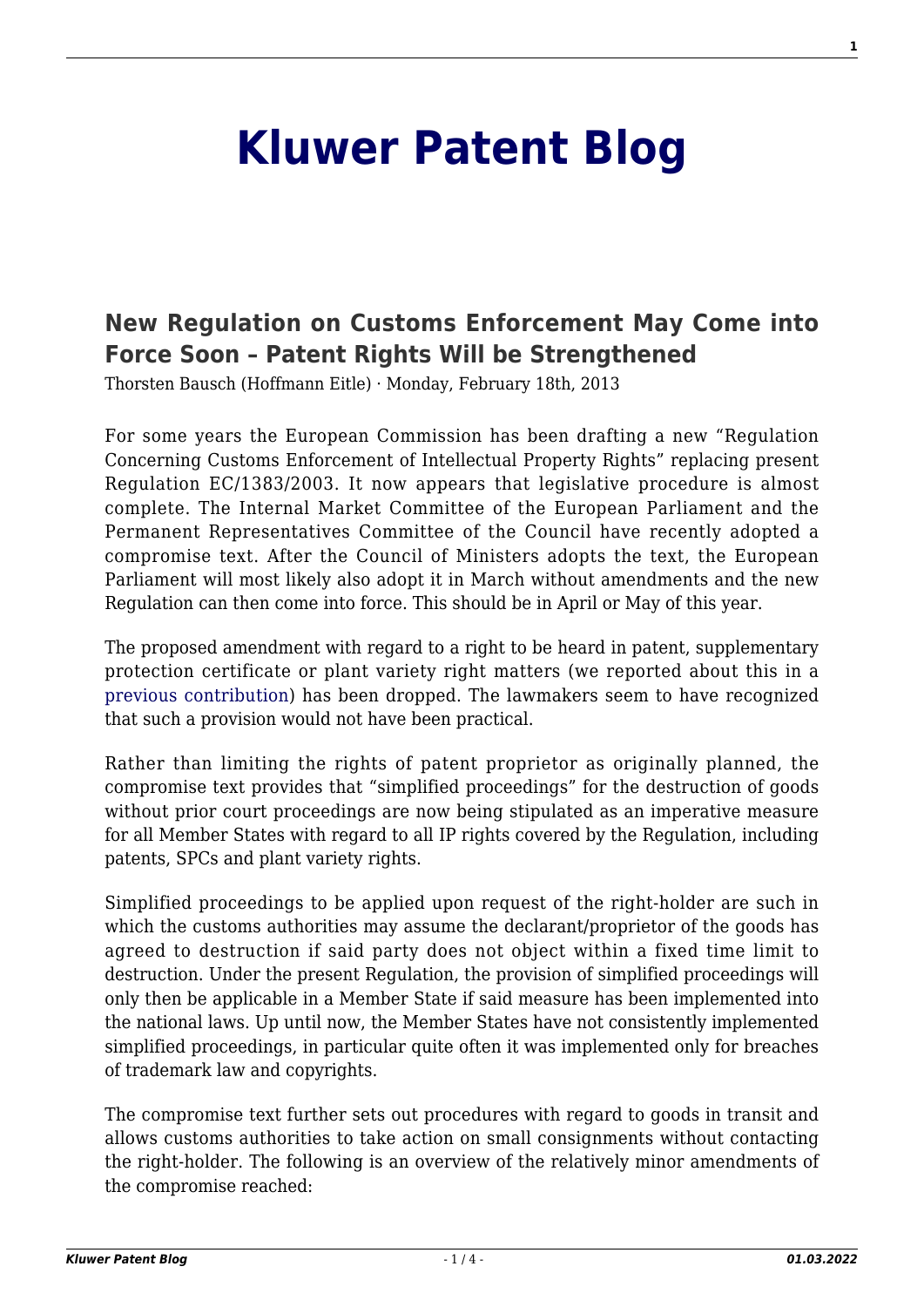# Kluwer Patent Blog

## New Regulation on Customs Enforcement May Come into Force Soon – Patent Rights Will be Strengthened

Thorsten Bausch (Hoffmann Eitle) · Monday, February 18th, 2013

For some years the European Commission has been drafting a new "Regulation Concerning Customs Enforcement of Intellectual Property Rights" replacing present Regulation EC/1383/2003. It now appears that legislative procedure is almost complete. The Internal Market Committee of the European Parliament and the Permanent Representatives Committee of the Council have recently adopted a compromise text. After the Council of Ministers adopts the text, the European Parliament will most likely also adopt it in March without amendments and the new Regulation can then come into force. This should be in April or May of this year.

The proposed amendment with regard to a right to be heard in patent, supplementary protection certificate or plant variety right matters (we reported about this in a previous contribution) has been dropped. The lawmakers seem to have recognized that such a provision would not have been practical.

Rather than limiting the rights of patent proprietor as originally planned, the compromise text provides that "simplified proceedings" for the destruction of goods without prior court proceedings are now being stipulated as an imperative measure for all Member States with regard to all IP rights covered by the Regulation, including patents, SPCs and plant variety rights.

Simplified proceedings to be applied upon request of the right-holder are such in which the customs authorities may assume the declarant/proprietor of the goods has agreed to destruction if said party does not object within a fixed time limit to destruction. Under the present Regulation, the provision of simplified proceedings will only then be applicable in a Member State if said measure has been implemented into the national laws. Up until now, the Member States have not consistently implemented simplified proceedings, in particular quite often it was implemented only for breaches of trademark law and copyrights.

The compromise text further sets out procedures with regard to goods in transit and allows customs authorities to take action on small consignments without contacting the right-holder. The following is an overview of the relatively minor amendments of the compromise reached: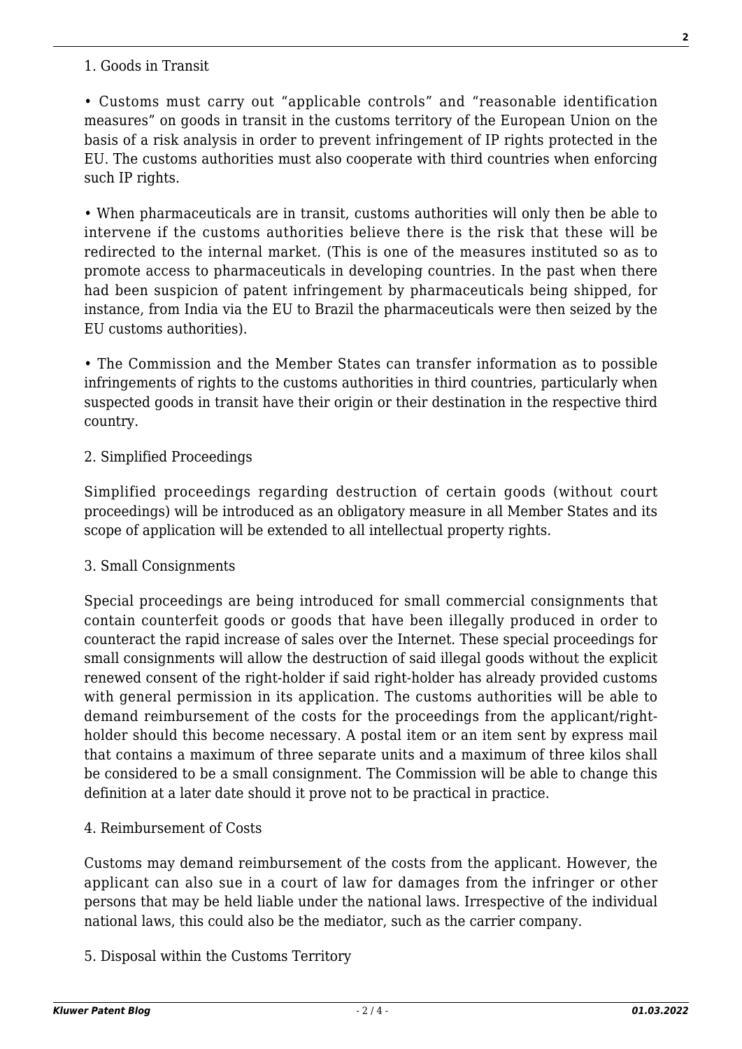1. Goods in Transit

• Customs must carry out "applicable controls" and "reasonable identification measures" on goods in transit in the customs territory of the European Union on the basis of a risk analysis in order to prevent infringement of IP rights protected in the EU. The customs authorities must also cooperate with third countries when enforcing such IP rights.

• When pharmaceuticals are in transit, customs authorities will only then be able to intervene if the customs authorities believe there is the risk that these will be redirected to the internal market. (This is one of the measures instituted so as to promote access to pharmaceuticals in developing countries. In the past when there had been suspicion of patent infringement by pharmaceuticals being shipped, for instance, from India via the EU to Brazil the pharmaceuticals were then seized by the EU customs authorities).

• The Commission and the Member States can transfer information as to possible infringements of rights to the customs authorities in third countries, particularly when suspected goods in transit have their origin or their destination in the respective third country.

2. Simplified Proceedings

Simplified proceedings regarding destruction of certain goods (without court proceedings) will be introduced as an obligatory measure in all Member States and its scope of application will be extended to all intellectual property rights.

3. Small Consignments

Special proceedings are being introduced for small commercial consignments that contain counterfeit goods or goods that have been illegally produced in order to counteract the rapid increase of sales over the Internet. These special proceedings for small consignments will allow the destruction of said illegal goods without the explicit renewed consent of the right-holder if said right-holder has already provided customs with general permission in its application. The customs authorities will be able to demand reimbursement of the costs for the proceedings from the applicant/right-holder should this become necessary. A postal item or an item sent by express mail that contains a maximum of three separate units and a maximum of three kilos shall be considered to be a small consignment. The Commission will be able to change this definition at a later date should it prove not to be practical in practice.

4. Reimbursement of Costs

Customs may demand reimbursement of the costs from the applicant. However, the applicant can also sue in a court of law for damages from the infringer or other persons that may be held liable under the national laws. Irrespective of the individual national laws, this could also be the mediator, such as the carrier company.

5. Disposal within the Customs Territory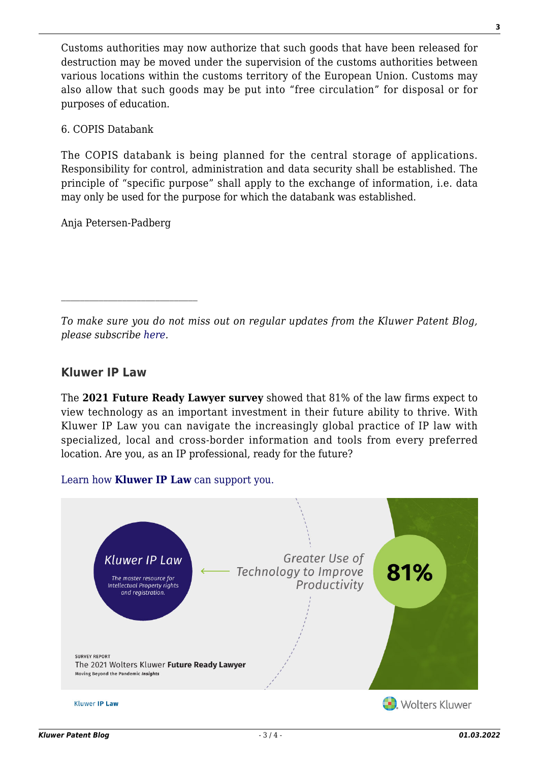Customs authorities may now authorize that such goods that have been released for destruction may be moved under the supervision of the customs authorities between various locations within the customs territory of the European Union. Customs may also allow that such goods may be put into "free circulation" for disposal or for purposes of education.

6. COPIS Databank

The COPIS databank is being planned for the central storage of applications. Responsibility for control, administration and data security shall be established. The principle of "specific purpose" shall apply to the exchange of information, i.e. data may only be used for the purpose for which the databank was established.

Anja Petersen-Padberg

---

*To make sure you do not miss out on regular updates from the Kluwer Patent Blog, please subscribe here.*

## Kluwer IP Law

The **2021 Future Ready Lawyer survey** showed that 81% of the law firms expect to view technology as an important investment in their future ability to thrive. With Kluwer IP Law you can navigate the increasingly global practice of IP law with specialized, local and cross-border information and tools from every preferred location. Are you, as an IP professional, ready for the future?

Learn how **Kluwer IP Law** can support you.

Kluwer IP Law
The master resource for Intellectual Property rights and registration.

Greater Use of Technology to Improve Productivity

81%

SURVEY REPORT
The 2021 Wolters Kluwer **Future Ready Lawyer**
Moving Beyond the Pandemic *Insights*

Kluwer **IP Law**

Wolters Kluwer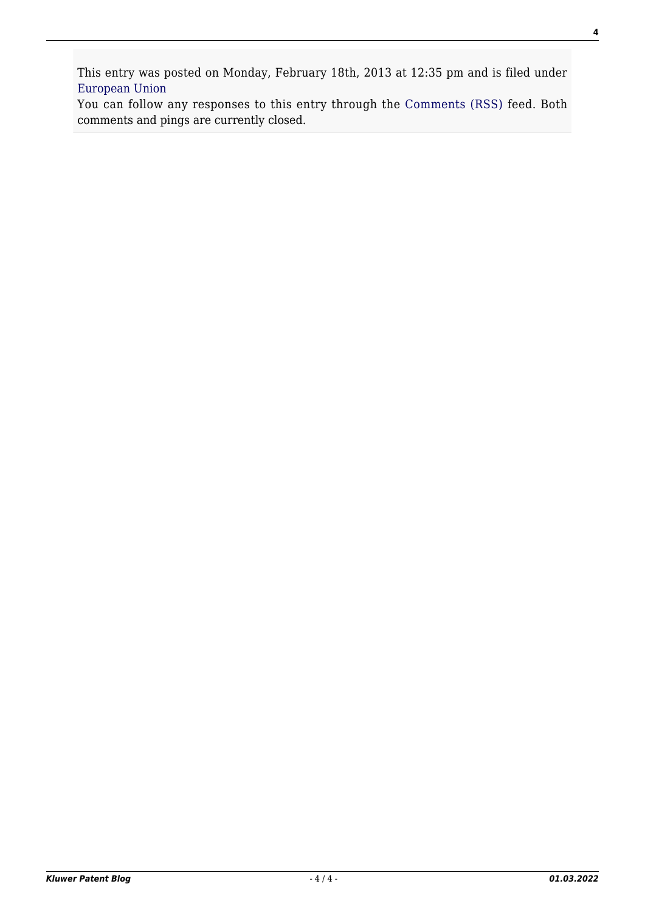This entry was posted on Monday, February 18th, 2013 at 12:35 pm and is filed under European Union
You can follow any responses to this entry through the Comments (RSS) feed. Both comments and pings are currently closed.